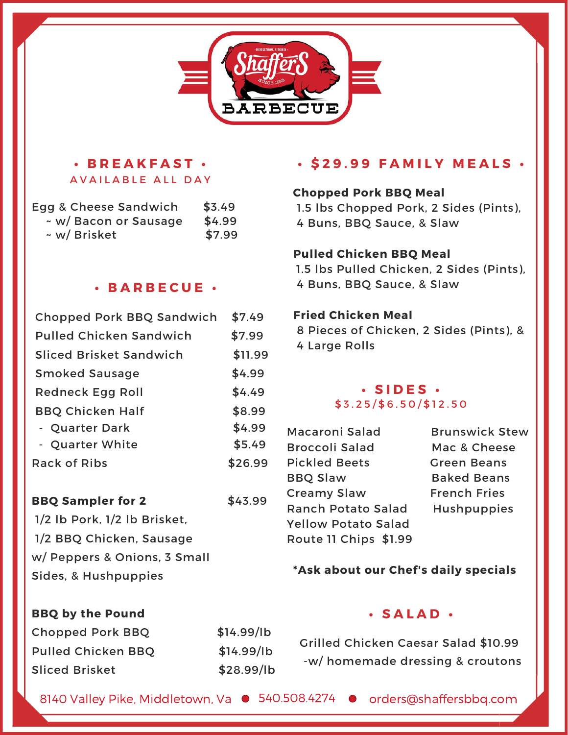# Shaffer's Barbecue

## • BREAKFAST •

AVAILABLE ALL DAY

| Item | Price |
| --- | --- |
| Egg & Cheese Sandwich | $3.49 |
| ~ w/ Bacon or Sausage | $4.99 |
| ~ w/ Brisket | $7.99 |

## • BARBECUE •

| Item | Price |
| --- | --- |
| Chopped Pork BBQ Sandwich | $7.49 |
| Pulled Chicken Sandwich | $7.99 |
| Sliced Brisket Sandwich | $11.99 |
| Smoked Sausage | $4.99 |
| Redneck Egg Roll | $4.49 |
| BBQ Chicken Half | $8.99 |
| - Quarter Dark | $4.99 |
| - Quarter White | $5.49 |
| Rack of Ribs | $26.99 |

**BBQ Sampler for 2** $43.99

1/2 lb Pork, 1/2 lb Brisket, 1/2 BBQ Chicken, Sausage w/ Peppers & Onions, 3 Small Sides, & Hushpuppies

**BBQ by the Pound**

| Item | Price |
| --- | --- |
| Chopped Pork BBQ | $14.99/lb |
| Pulled Chicken BBQ | $14.99/lb |
| Sliced Brisket | $28.99/lb |

## • $29.99 FAMILY MEALS •

**Chopped Pork BBQ Meal**
1.5 lbs Chopped Pork, 2 Sides (Pints), 4 Buns, BBQ Sauce, & Slaw

**Pulled Chicken BBQ Meal**
1.5 lbs Pulled Chicken, 2 Sides (Pints), 4 Buns, BBQ Sauce, & Slaw

**Fried Chicken Meal**
8 Pieces of Chicken, 2 Sides (Pints), & 4 Large Rolls

## • SIDES •

$3.25/$6.50/$12.50

- Macaroni Salad
- Broccoli Salad
- Pickled Beets
- BBQ Slaw
- Creamy Slaw
- Ranch Potato Salad
- Yellow Potato Salad
- Route 11 Chips $1.99
- Brunswick Stew
- Mac & Cheese
- Green Beans
- Baked Beans
- French Fries
- Hushpuppies

**\*Ask about our Chef's daily specials**

## • SALAD •

Grilled Chicken Caesar Salad $10.99
-w/ homemade dressing & croutons

8140 Valley Pike, Middletown, Va • 540.508.4274 • orders@shaffersbbq.com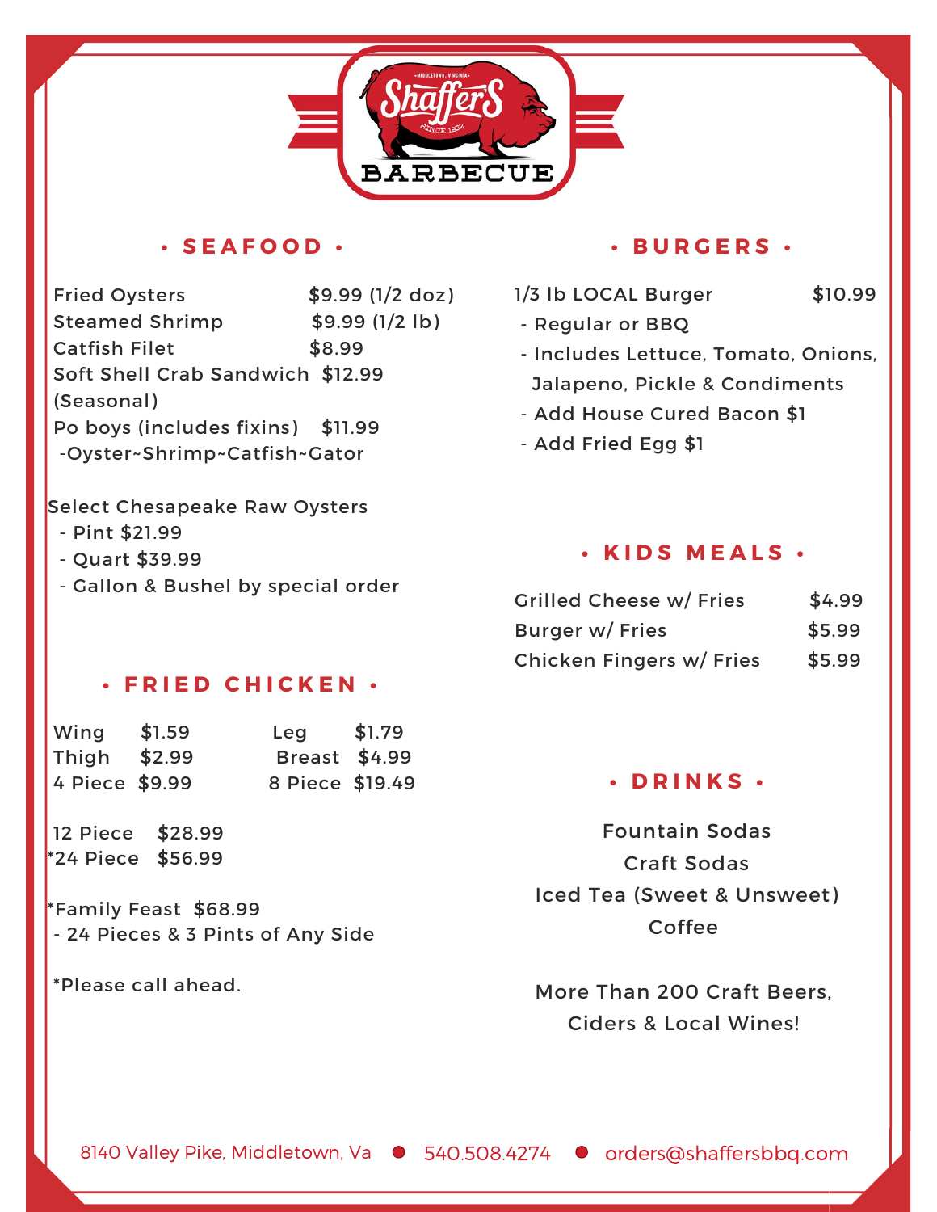# Shaffer's Barbecue

## • SEAFOOD •

Fried Oysters $9.99 (1/2 doz)
Steamed Shrimp $9.99 (1/2 lb)
Catfish Filet $8.99
Soft Shell Crab Sandwich $12.99 (Seasonal)
Po boys (includes fixins) $11.99
-Oyster~Shrimp~Catfish~Gator

Select Chesapeake Raw Oysters
- Pint $21.99
- Quart $39.99
- Gallon & Bushel by special order

## • FRIED CHICKEN •

| | | | |
|---|---|---|---|
| Wing | $1.59 | Leg | $1.79 |
| Thigh | $2.99 | Breast | $4.99 |
| 4 Piece | $9.99 | 8 Piece | $19.49 |

12 Piece $28.99
*24 Piece $56.99

*Family Feast $68.99
- 24 Pieces & 3 Pints of Any Side

*Please call ahead.

## • BURGERS •

1/3 lb LOCAL Burger $10.99
- Regular or BBQ
- Includes Lettuce, Tomato, Onions, Jalapeno, Pickle & Condiments
- Add House Cured Bacon $1
- Add Fried Egg $1

## • KIDS MEALS •

Grilled Cheese w/ Fries $4.99
Burger w/ Fries $5.99
Chicken Fingers w/ Fries $5.99

## • DRINKS •

Fountain Sodas
Craft Sodas
Iced Tea (Sweet & Unsweet)
Coffee

More Than 200 Craft Beers, Ciders & Local Wines!

8140 Valley Pike, Middletown, Va • 540.508.4274 • orders@shaffersbbq.com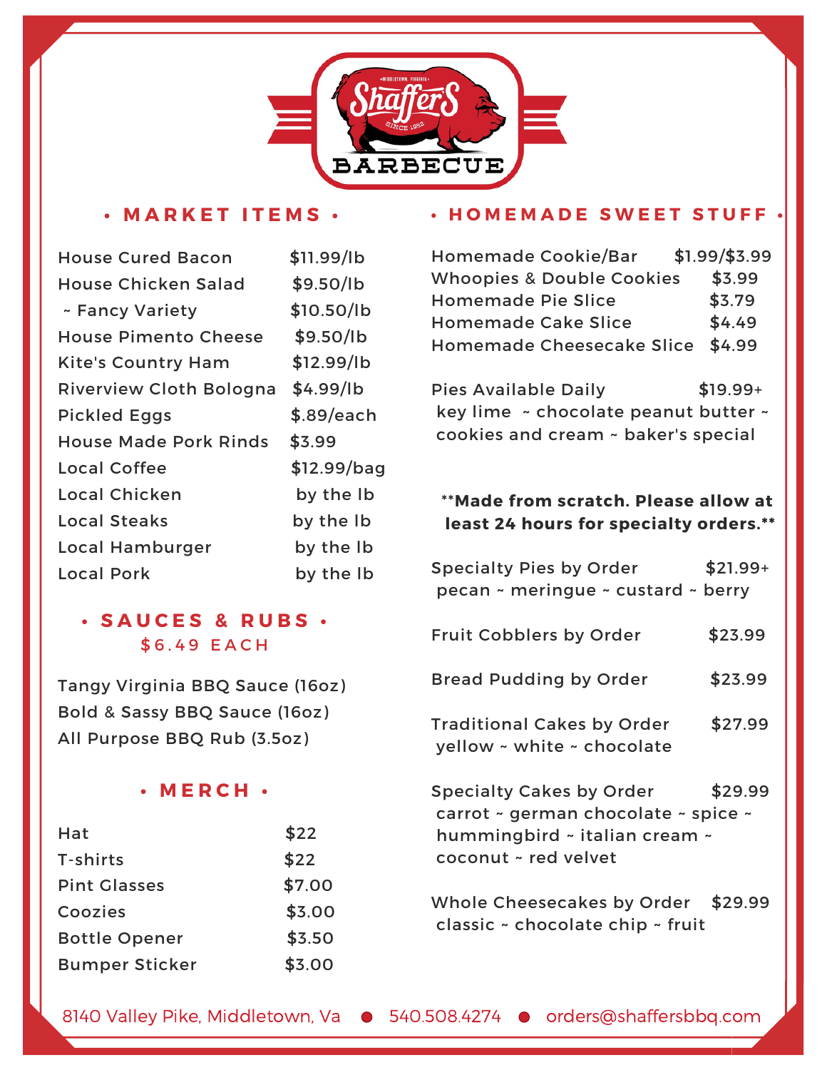# Shaffer's Barbecue

## MARKET ITEMS

| Item | Price |
|---|---|
| House Cured Bacon | $11.99/lb |
| House Chicken Salad | $9.50/lb |
| ~ Fancy Variety | $10.50/lb |
| House Pimento Cheese | $9.50/lb |
| Kite's Country Ham | $12.99/lb |
| Riverview Cloth Bologna | $4.99/lb |
| Pickled Eggs | $.89/each |
| House Made Pork Rinds | $3.99 |
| Local Coffee | $12.99/bag |
| Local Chicken | by the lb |
| Local Steaks | by the lb |
| Local Hamburger | by the lb |
| Local Pork | by the lb |

## SAUCES & RUBS

$6.49 EACH

Tangy Virginia BBQ Sauce (16oz)
Bold & Sassy BBQ Sauce (16oz)
All Purpose BBQ Rub (3.5oz)

## MERCH

| Item | Price |
|---|---|
| Hat | $22 |
| T-shirts | $22 |
| Pint Glasses | $7.00 |
| Coozies | $3.00 |
| Bottle Opener | $3.50 |
| Bumper Sticker | $3.00 |

## HOMEMADE SWEET STUFF

| Item | Price |
|---|---|
| Homemade Cookie/Bar | $1.99/$3.99 |
| Whoopies & Double Cookies | $3.99 |
| Homemade Pie Slice | $3.79 |
| Homemade Cake Slice | $4.49 |
| Homemade Cheesecake Slice | $4.99 |

Pies Available Daily $19.99+
key lime ~ chocolate peanut butter ~ cookies and cream ~ baker's special

**Made from scratch. Please allow at least 24 hours for specialty orders.**

Specialty Pies by Order $21.99+
pecan ~ meringue ~ custard ~ berry

Fruit Cobblers by Order $23.99

Bread Pudding by Order $23.99

Traditional Cakes by Order $27.99
yellow ~ white ~ chocolate

Specialty Cakes by Order $29.99
carrot ~ german chocolate ~ spice ~ hummingbird ~ italian cream ~ coconut ~ red velvet

Whole Cheesecakes by Order $29.99
classic ~ chocolate chip ~ fruit

8140 Valley Pike, Middletown, Va ● 540.508.4274 ● orders@shaffersbbq.com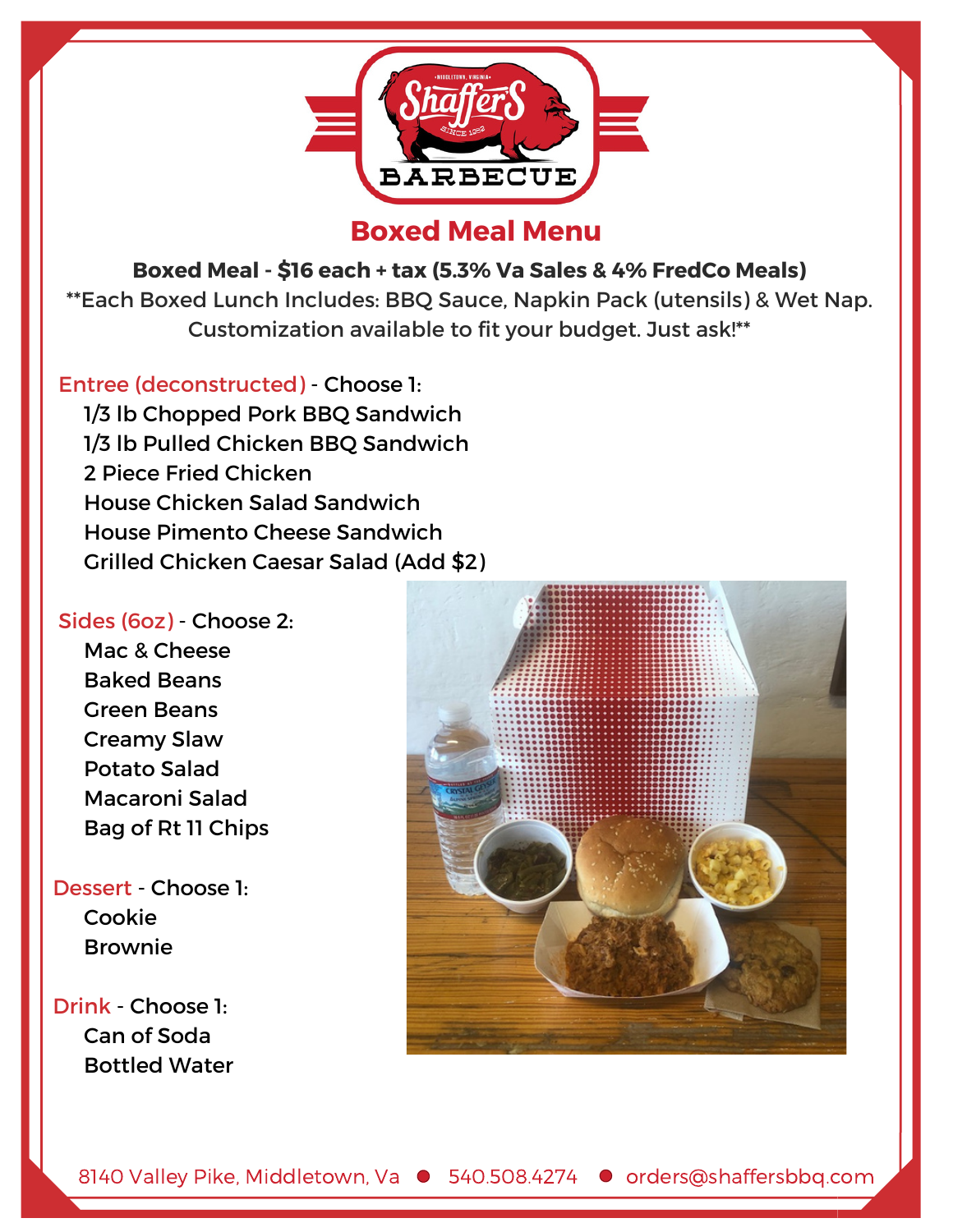# Boxed Meal Menu

**Boxed Meal - $16 each + tax (5.3% Va Sales & 4% FredCo Meals)**

**Each Boxed Lunch Includes: BBQ Sauce, Napkin Pack (utensils) & Wet Nap. Customization available to fit your budget. Just ask!**

## Entree (deconstructed) - Choose 1:

- 1/3 lb Chopped Pork BBQ Sandwich
- 1/3 lb Pulled Chicken BBQ Sandwich
- 2 Piece Fried Chicken
- House Chicken Salad Sandwich
- House Pimento Cheese Sandwich
- Grilled Chicken Caesar Salad (Add $2)

## Sides (6oz) - Choose 2:

- Mac & Cheese
- Baked Beans
- Green Beans
- Creamy Slaw
- Potato Salad
- Macaroni Salad
- Bag of Rt 11 Chips

## Dessert - Choose 1:

- Cookie
- Brownie

## Drink - Choose 1:

- Can of Soda
- Bottled Water

8140 Valley Pike, Middletown, Va • 540.508.4274 • orders@shaffersbbq.com